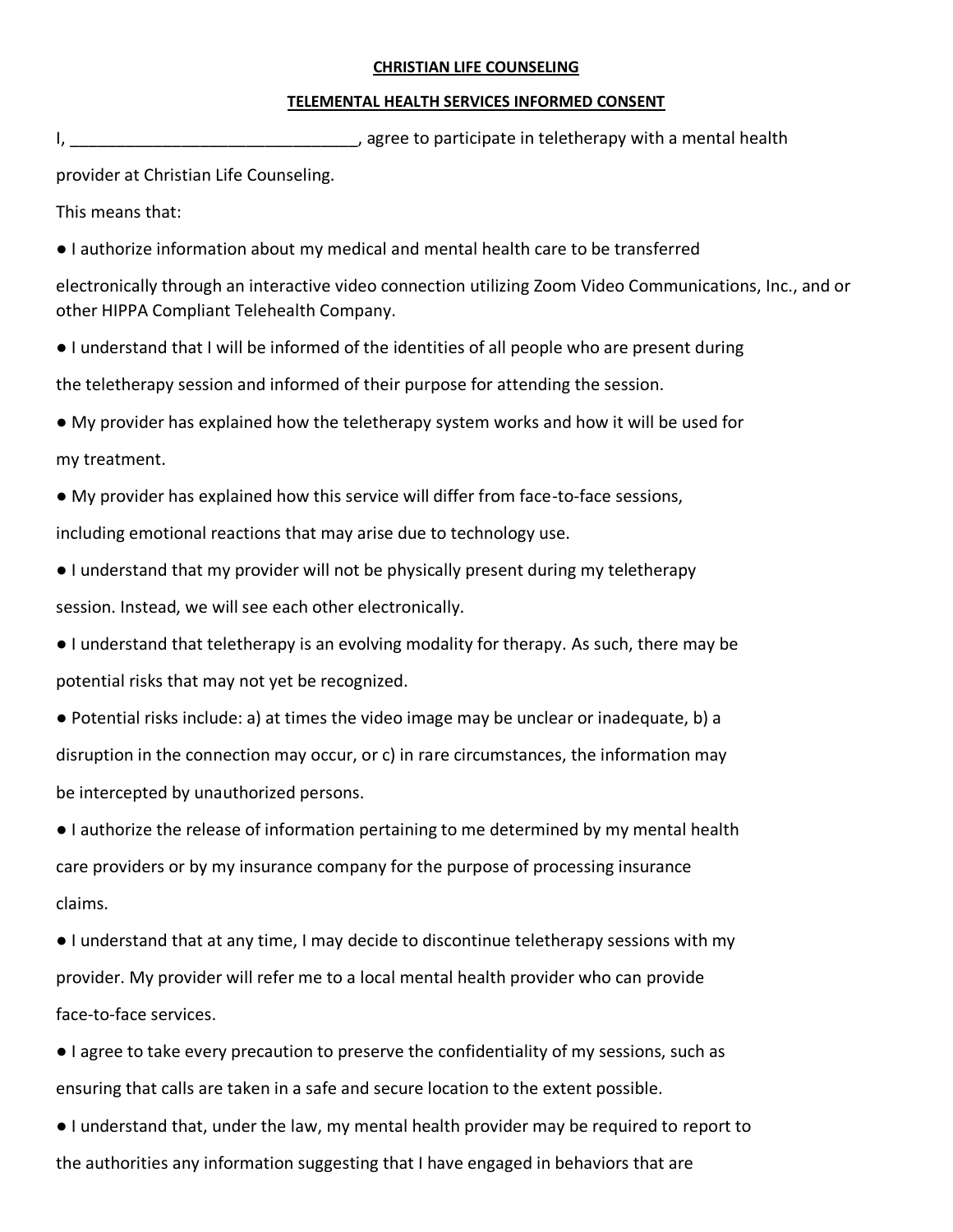**CHRISTIAN LIFE COUNSELING**

**TELEMENTAL HEALTH SERVICES INFORMED CONSENT**

I, _______________________________, agree to participate in teletherapy with a mental health provider at Christian Life Counseling.

This means that:

- I authorize information about my medical and mental health care to be transferred electronically through an interactive video connection utilizing Zoom Video Communications, Inc., and or other HIPPA Compliant Telehealth Company.
- I understand that I will be informed of the identities of all people who are present during the teletherapy session and informed of their purpose for attending the session.
- My provider has explained how the teletherapy system works and how it will be used for my treatment.
- My provider has explained how this service will differ from face-to-face sessions, including emotional reactions that may arise due to technology use.
- I understand that my provider will not be physically present during my teletherapy session. Instead, we will see each other electronically.
- I understand that teletherapy is an evolving modality for therapy. As such, there may be potential risks that may not yet be recognized.
- Potential risks include: a) at times the video image may be unclear or inadequate, b) a disruption in the connection may occur, or c) in rare circumstances, the information may be intercepted by unauthorized persons.
- I authorize the release of information pertaining to me determined by my mental health care providers or by my insurance company for the purpose of processing insurance claims.
- I understand that at any time, I may decide to discontinue teletherapy sessions with my provider. My provider will refer me to a local mental health provider who can provide face-to-face services.
- I agree to take every precaution to preserve the confidentiality of my sessions, such as ensuring that calls are taken in a safe and secure location to the extent possible.
- I understand that, under the law, my mental health provider may be required to report to the authorities any information suggesting that I have engaged in behaviors that are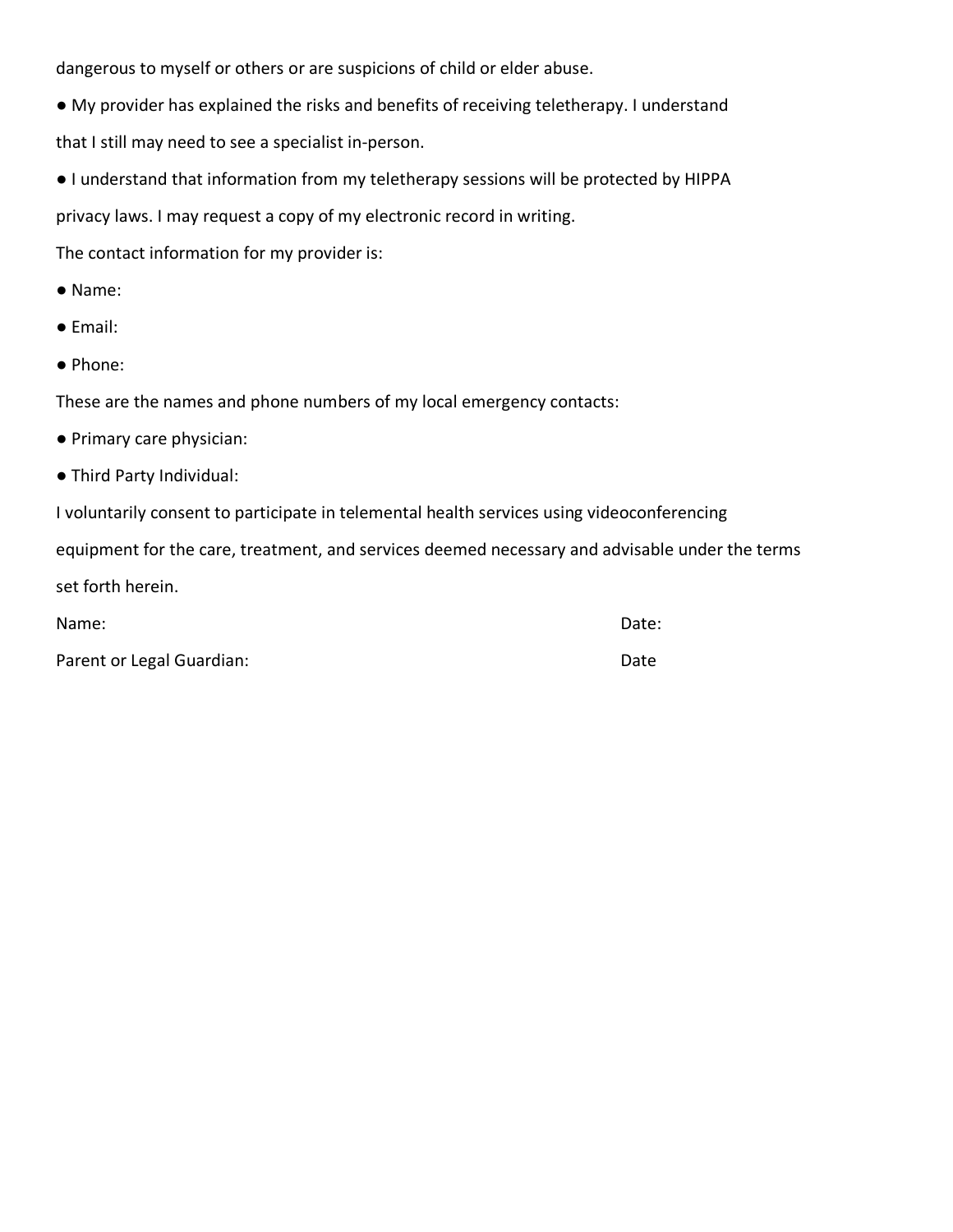dangerous to myself or others or are suspicions of child or elder abuse.

- My provider has explained the risks and benefits of receiving teletherapy. I understand that I still may need to see a specialist in-person.
- I understand that information from my teletherapy sessions will be protected by HIPPA privacy laws. I may request a copy of my electronic record in writing.

The contact information for my provider is:

- Name:
- Email:
- Phone:

These are the names and phone numbers of my local emergency contacts:

- Primary care physician:
- Third Party Individual:

I voluntarily consent to participate in telemental health services using videoconferencing equipment for the care, treatment, and services deemed necessary and advisable under the terms set forth herein.

Name: Date:

Parent or Legal Guardian: Date